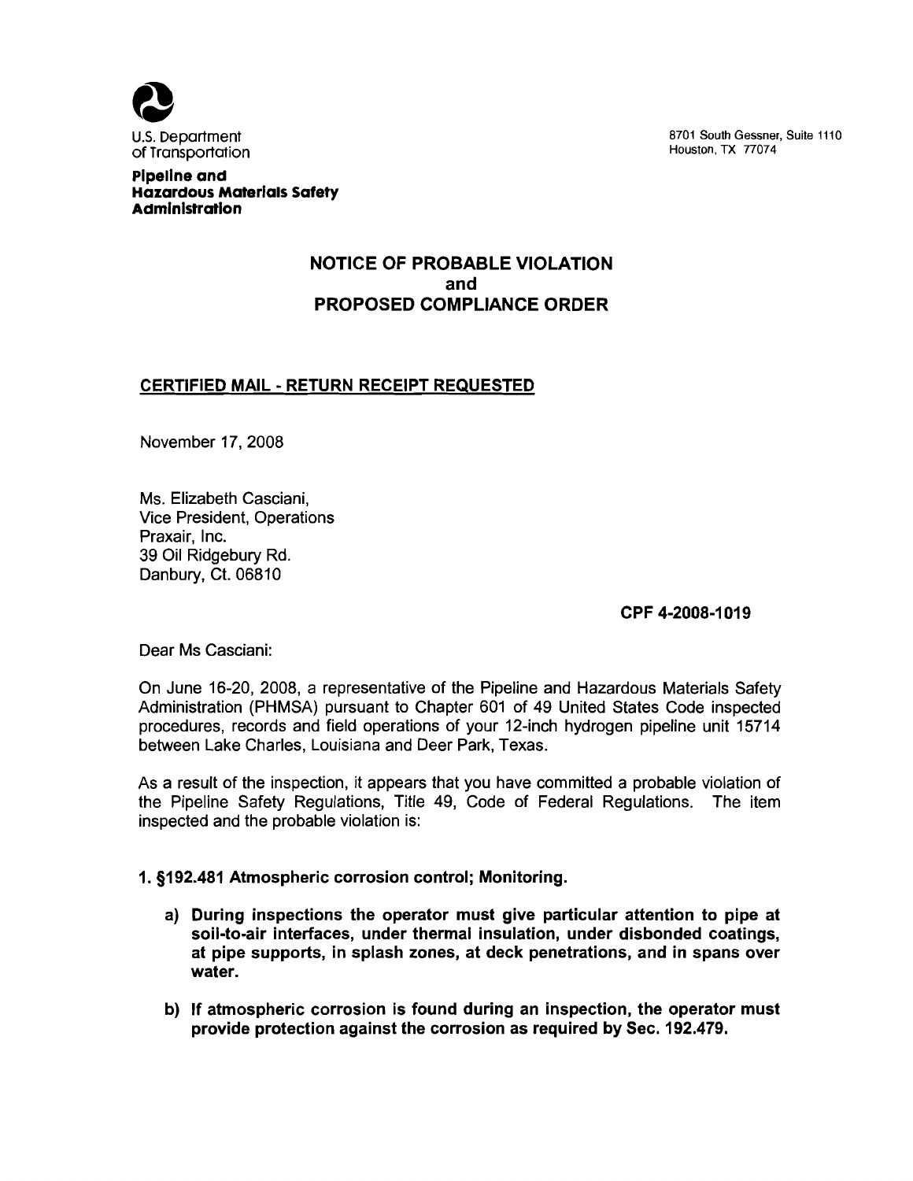U.S. Department of Transportation

**Pipeline and Hazardous Materials Safety Administration**

8701 South Gessner, Suite 1110
Houston, TX 77074

## NOTICE OF PROBABLE VIOLATION and PROPOSED COMPLIANCE ORDER

**CERTIFIED MAIL - RETURN RECEIPT REQUESTED**

November 17, 2008

Ms. Elizabeth Casciani,
Vice President, Operations
Praxair, Inc.
39 Oil Ridgebury Rd.
Danbury, Ct. 06810

**CPF 4-2008-1019**

Dear Ms Casciani:

On June 16-20, 2008, a representative of the Pipeline and Hazardous Materials Safety Administration (PHMSA) pursuant to Chapter 601 of 49 United States Code inspected procedures, records and field operations of your 12-inch hydrogen pipeline unit 15714 between Lake Charles, Louisiana and Deer Park, Texas.

As a result of the inspection, it appears that you have committed a probable violation of the Pipeline Safety Regulations, Title 49, Code of Federal Regulations. The item inspected and the probable violation is:

**1. §192.481 Atmospheric corrosion control; Monitoring.**

**a) During inspections the operator must give particular attention to pipe at soil-to-air interfaces, under thermal insulation, under disbonded coatings, at pipe supports, in splash zones, at deck penetrations, and in spans over water.**

**b) If atmospheric corrosion is found during an inspection, the operator must provide protection against the corrosion as required by Sec. 192.479.**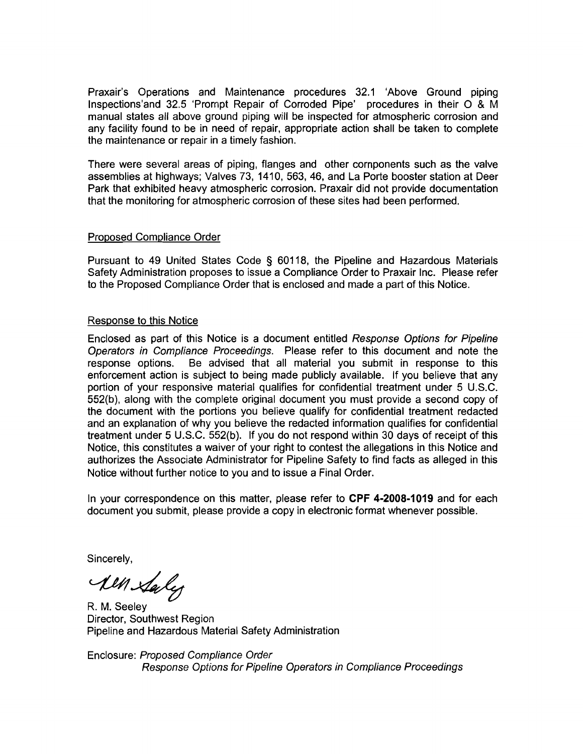Praxair's Operations and Maintenance procedures 32.1 'Above Ground piping Inspections'and 32.5 'Prompt Repair of Corroded Pipe' procedures in their O & M manual states all above ground piping will be inspected for atmospheric corrosion and any facility found to be in need of repair, appropriate action shall be taken to complete the maintenance or repair in a timely fashion.

There were several areas of piping, flanges and other cornponents such as the valve assemblies at highways; Valves 73, 1410, 563, 46, and La Porte booster station at Deer Park that exhibited heavy atmospheric corrosion. Praxair did not provide documentation that the monitoring for atmospheric corrosion of these sites had been performed.

## Proposed Compliance Order

Pursuant to 49 United States Code § 60118, the Pipeline and Hazardous Materials Safety Administration proposes to issue a Compliance Order to Praxair Inc. Please refer to the Proposed Compliance Order that is enclosed and made a part of this Notice.

## Response to this Notice

Enclosed as part of this Notice is a document entitled *Response Options for Pipeline Operators in Compliance Proceedings*. Please refer to this document and note the response options. Be advised that all material you submit in response to this enforcement action is subject to being made publicly available. If you believe that any portion of your responsive material qualifies for confidential treatment under 5 U.S.C. 552(b), along with the complete original document you must provide a second copy of the document with the portions you believe qualify for confidential treatment redacted and an explanation of why you believe the redacted information qualifies for confidential treatment under 5 U.S.C. 552(b). If you do not respond within 30 days of receipt of this Notice, this constitutes a waiver of your right to contest the allegations in this Notice and authorizes the Associate Administrator for Pipeline Safety to find facts as alleged in this Notice without further notice to you and to issue a Final Order.

In your correspondence on this matter, please refer to **CPF 4-2008-1019** and for each document you submit, please provide a copy in electronic format whenever possible.

Sincerely,

R. M. Seeley
Director, Southwest Region
Pipeline and Hazardous Material Safety Administration

Enclosure: *Proposed Compliance Order*
*Response Options for Pipeline Operators in Compliance Proceedings*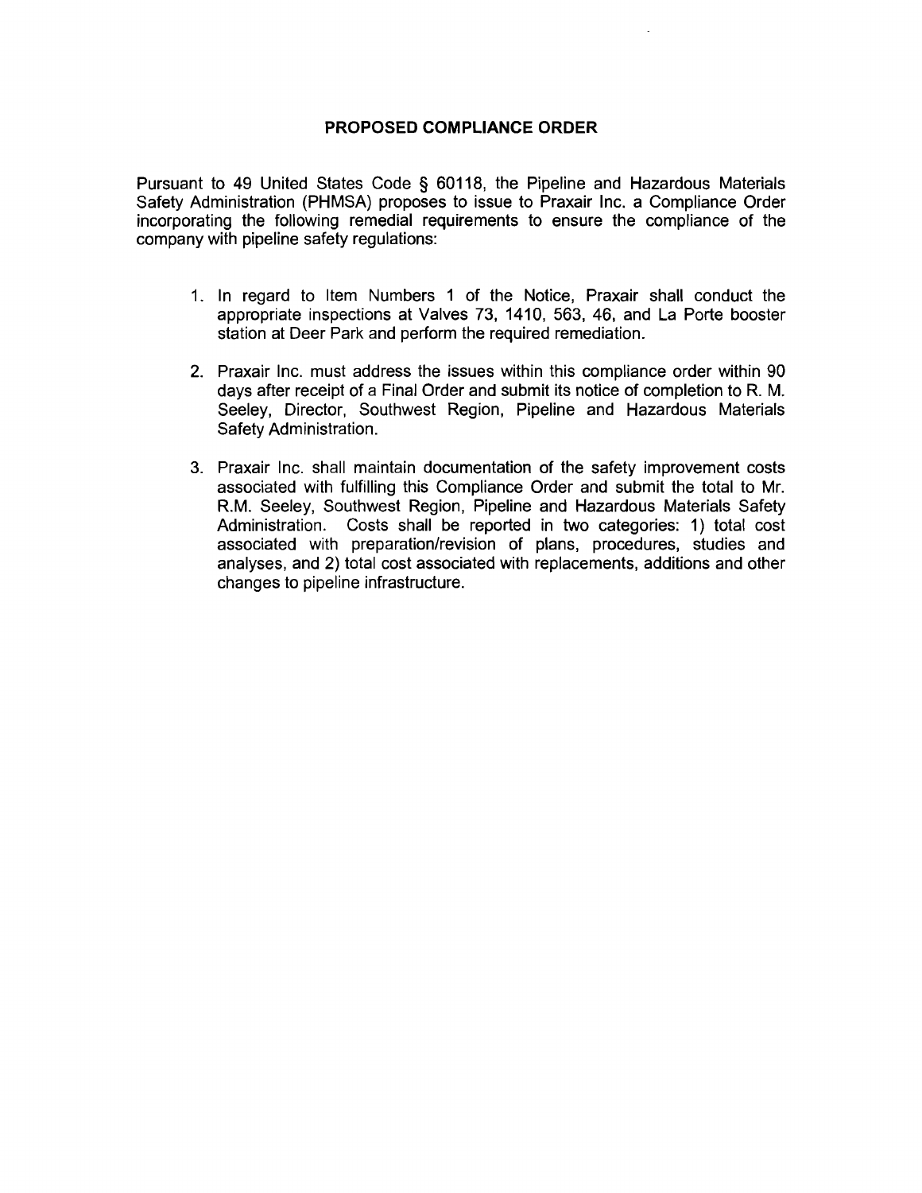## PROPOSED COMPLIANCE ORDER

Pursuant to 49 United States Code § 60118, the Pipeline and Hazardous Materials Safety Administration (PHMSA) proposes to issue to Praxair Inc. a Compliance Order incorporating the following remedial requirements to ensure the compliance of the company with pipeline safety regulations:

1. In regard to Item Numbers 1 of the Notice, Praxair shall conduct the appropriate inspections at Valves 73, 1410, 563, 46, and La Porte booster station at Deer Park and perform the required remediation.

2. Praxair Inc. must address the issues within this compliance order within 90 days after receipt of a Final Order and submit its notice of completion to R. M. Seeley, Director, Southwest Region, Pipeline and Hazardous Materials Safety Administration.

3. Praxair Inc. shall maintain documentation of the safety improvement costs associated with fulfilling this Compliance Order and submit the total to Mr. R.M. Seeley, Southwest Region, Pipeline and Hazardous Materials Safety Administration. Costs shall be reported in two categories: 1) total cost associated with preparation/revision of plans, procedures, studies and analyses, and 2) total cost associated with replacements, additions and other changes to pipeline infrastructure.